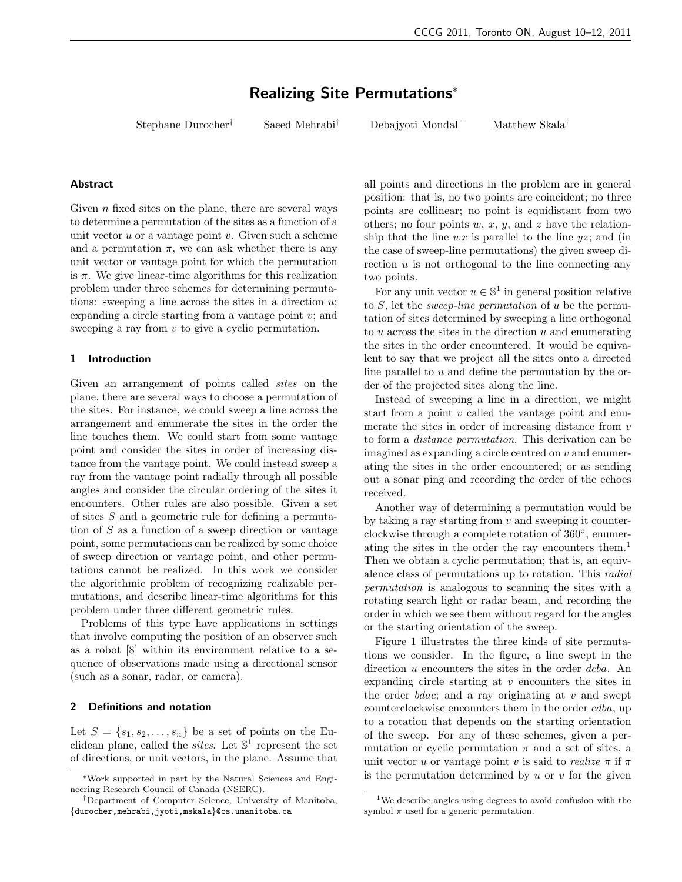# Realizing Site Permutations*

Stephane Durocher[†] Saeed Mehrabi[†] Debajyoti Mondal[†] Matthew Skala[†]

### Abstract

Given $n$ fixed sites on the plane, there are several ways to determine a permutation of the sites as a function of a unit vector $u$ or a vantage point $v$. Given such a scheme and a permutation $\pi$, we can ask whether there is any unit vector or vantage point for which the permutation is $\pi$. We give linear-time algorithms for this realization problem under three schemes for determining permutations: sweeping a line across the sites in a direction $u$; expanding a circle starting from a vantage point $v$; and sweeping a ray from $v$ to give a cyclic permutation.

## 1 Introduction

Given an arrangement of points called *sites* on the plane, there are several ways to choose a permutation of the sites. For instance, we could sweep a line across the arrangement and enumerate the sites in the order the line touches them. We could start from some vantage point and consider the sites in order of increasing distance from the vantage point. We could instead sweep a ray from the vantage point radially through all possible angles and consider the circular ordering of the sites it encounters. Other rules are also possible. Given a set of sites $S$ and a geometric rule for defining a permutation of $S$ as a function of a sweep direction or vantage point, some permutations can be realized by some choice of sweep direction or vantage point, and other permutations cannot be realized. In this work we consider the algorithmic problem of recognizing realizable permutations, and describe linear-time algorithms for this problem under three different geometric rules.

Problems of this type have applications in settings that involve computing the position of an observer such as a robot [8] within its environment relative to a sequence of observations made using a directional sensor (such as a sonar, radar, or camera).

## 2 Definitions and notation

Let $S = \{s_1, s_2, \ldots, s_n\}$ be a set of points on the Euclidean plane, called the *sites*. Let $\mathbb{S}^1$ represent the set of directions, or unit vectors, in the plane. Assume that all points and directions in the problem are in general position: that is, no two points are coincident; no three points are collinear; no point is equidistant from two others; no four points $w$, $x$, $y$, and $z$ have the relationship that the line $wx$ is parallel to the line $yz$; and (in the case of sweep-line permutations) the given sweep direction $u$ is not orthogonal to the line connecting any two points.

For any unit vector $u \in \mathbb{S}^1$ in general position relative to $S$, let the *sweep-line permutation* of $u$ be the permutation of sites determined by sweeping a line orthogonal to $u$ across the sites in the direction $u$ and enumerating the sites in the order encountered. It would be equivalent to say that we project all the sites onto a directed line parallel to $u$ and define the permutation by the order of the projected sites along the line.

Instead of sweeping a line in a direction, we might start from a point $v$ called the vantage point and enumerate the sites in order of increasing distance from $v$ to form a *distance permutation*. This derivation can be imagined as expanding a circle centred on $v$ and enumerating the sites in the order encountered; or as sending out a sonar ping and recording the order of the echoes received.

Another way of determining a permutation would be by taking a ray starting from $v$ and sweeping it counterclockwise through a complete rotation of 360°, enumerating the sites in the order the ray encounters them.[1] Then we obtain a cyclic permutation; that is, an equivalence class of permutations up to rotation. This *radial permutation* is analogous to scanning the sites with a rotating search light or radar beam, and recording the order in which we see them without regard for the angles or the starting orientation of the sweep.

Figure 1 illustrates the three kinds of site permutations we consider. In the figure, a line swept in the direction $u$ encounters the sites in the order $dcba$. An expanding circle starting at $v$ encounters the sites in the order $bdac$; and a ray originating at $v$ and swept counterclockwise encounters them in the order $cdba$, up to a rotation that depends on the starting orientation of the sweep. For any of these schemes, given a permutation or cyclic permutation $\pi$ and a set of sites, a unit vector $u$ or vantage point $v$ is said to *realize* $\pi$ if $\pi$ is the permutation determined by $u$ or $v$ for the given

---

*Work supported in part by the Natural Sciences and Engineering Research Council of Canada (NSERC).

[†]Department of Computer Science, University of Manitoba, {durocher,mehrabi,jyoti,mskala}@cs.umanitoba.ca

[1]We describe angles using degrees to avoid confusion with the symbol $\pi$ used for a generic permutation.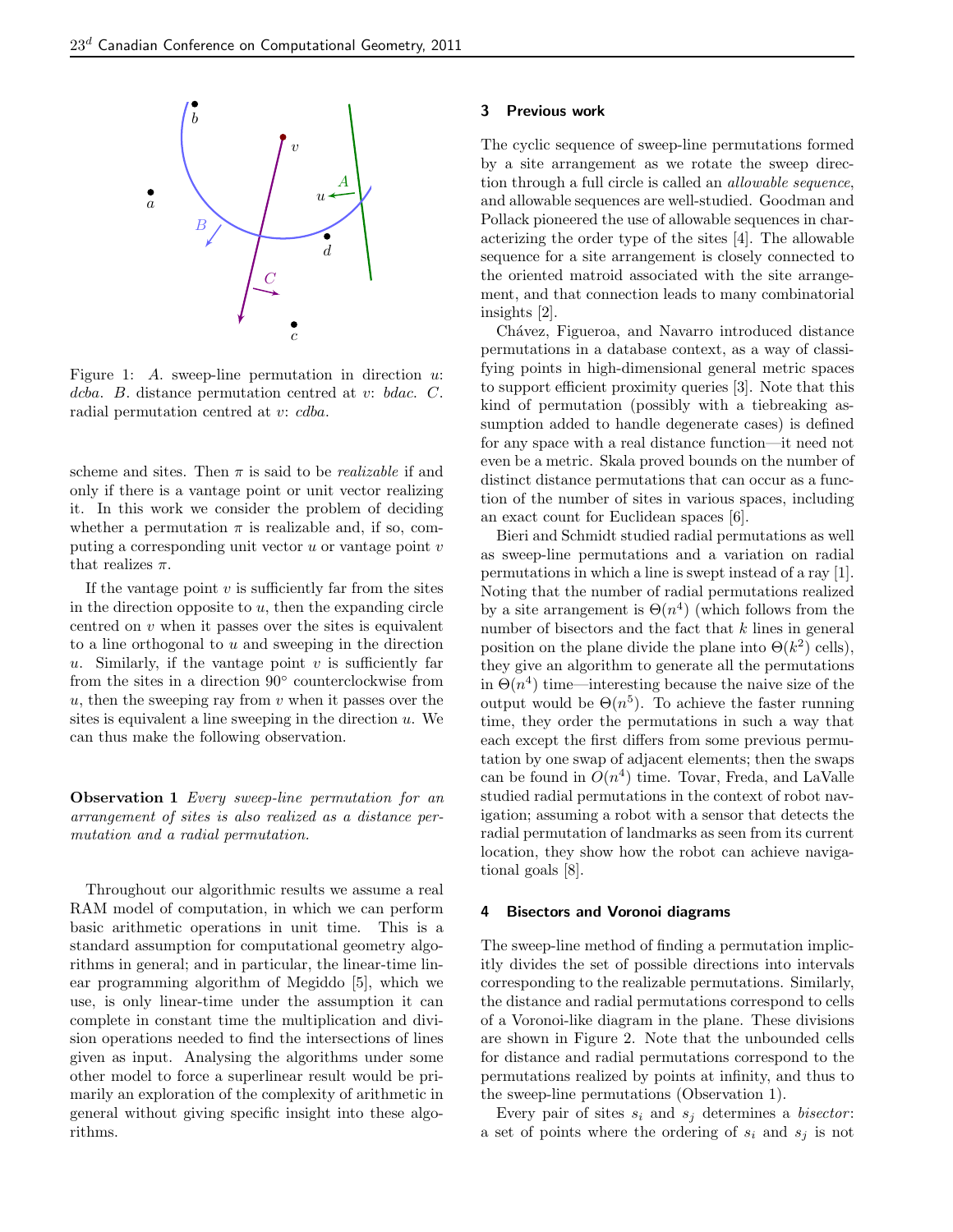Figure 1: *A*. sweep-line permutation in direction $u$: *dcba*. *B*. distance permutation centred at $v$: *bdac*. *C*. radial permutation centred at $v$: *cdba*.

scheme and sites. Then $\pi$ is said to be *realizable* if and only if there is a vantage point or unit vector realizing it. In this work we consider the problem of deciding whether a permutation $\pi$ is realizable and, if so, computing a corresponding unit vector $u$ or vantage point $v$ that realizes $\pi$.

If the vantage point $v$ is sufficiently far from the sites in the direction opposite to $u$, then the expanding circle centred on $v$ when it passes over the sites is equivalent to a line orthogonal to $u$ and sweeping in the direction $u$. Similarly, if the vantage point $v$ is sufficiently far from the sites in a direction 90° counterclockwise from $u$, then the sweeping ray from $v$ when it passes over the sites is equivalent a line sweeping in the direction $u$. We can thus make the following observation.

**Observation 1** *Every sweep-line permutation for an arrangement of sites is also realized as a distance permutation and a radial permutation.*

Throughout our algorithmic results we assume a real RAM model of computation, in which we can perform basic arithmetic operations in unit time. This is a standard assumption for computational geometry algorithms in general; and in particular, the linear-time linear programming algorithm of Megiddo [5], which we use, is only linear-time under the assumption it can complete in constant time the multiplication and division operations needed to find the intersections of lines given as input. Analysing the algorithms under some other model to force a superlinear result would be primarily an exploration of the complexity of arithmetic in general without giving specific insight into these algorithms.

## 3 Previous work

The cyclic sequence of sweep-line permutations formed by a site arrangement as we rotate the sweep direction through a full circle is called an *allowable sequence*, and allowable sequences are well-studied. Goodman and Pollack pioneered the use of allowable sequences in characterizing the order type of the sites [4]. The allowable sequence for a site arrangement is closely connected to the oriented matroid associated with the site arrangement, and that connection leads to many combinatorial insights [2].

Chávez, Figueroa, and Navarro introduced distance permutations in a database context, as a way of classifying points in high-dimensional general metric spaces to support efficient proximity queries [3]. Note that this kind of permutation (possibly with a tiebreaking assumption added to handle degenerate cases) is defined for any space with a real distance function—it need not even be a metric. Skala proved bounds on the number of distinct distance permutations that can occur as a function of the number of sites in various spaces, including an exact count for Euclidean spaces [6].

Bieri and Schmidt studied radial permutations as well as sweep-line permutations and a variation on radial permutations in which a line is swept instead of a ray [1]. Noting that the number of radial permutations realized by a site arrangement is $\Theta(n^4)$ (which follows from the number of bisectors and the fact that $k$ lines in general position on the plane divide the plane into $\Theta(k^2)$ cells), they give an algorithm to generate all the permutations in $\Theta(n^4)$ time—interesting because the naive size of the output would be $\Theta(n^5)$. To achieve the faster running time, they order the permutations in such a way that each except the first differs from some previous permutation by one swap of adjacent elements; then the swaps can be found in $O(n^4)$ time. Tovar, Freda, and LaValle studied radial permutations in the context of robot navigation; assuming a robot with a sensor that detects the radial permutation of landmarks as seen from its current location, they show how the robot can achieve navigational goals [8].

## 4 Bisectors and Voronoi diagrams

The sweep-line method of finding a permutation implicitly divides the set of possible directions into intervals corresponding to the realizable permutations. Similarly, the distance and radial permutations correspond to cells of a Voronoi-like diagram in the plane. These divisions are shown in Figure 2. Note that the unbounded cells for distance and radial permutations correspond to the permutations realized by points at infinity, and thus to the sweep-line permutations (Observation 1).

Every pair of sites $s_i$ and $s_j$ determines a *bisector*: a set of points where the ordering of $s_i$ and $s_j$ is not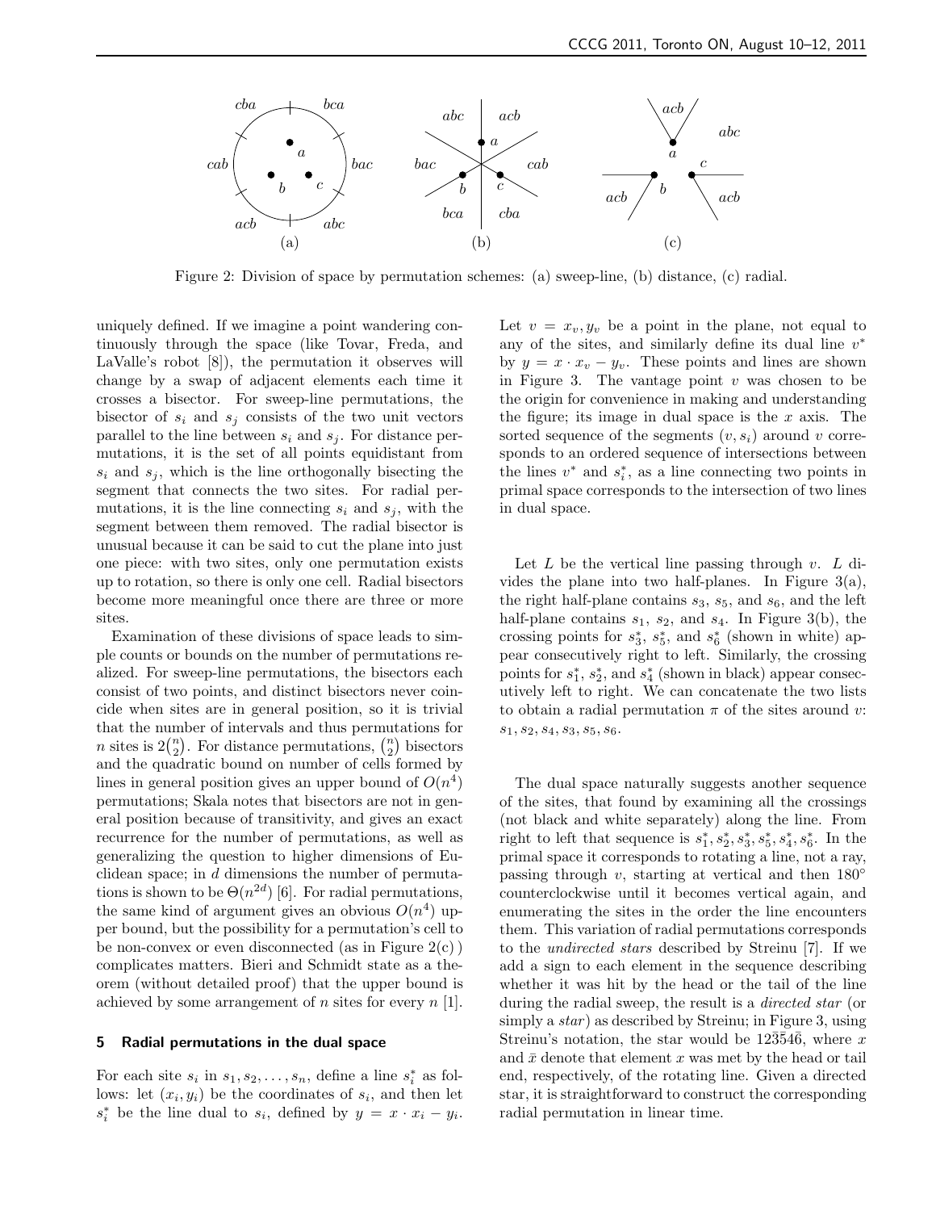Figure 2: Division of space by permutation schemes: (a) sweep-line, (b) distance, (c) radial.

uniquely defined. If we imagine a point wandering continuously through the space (like Tovar, Freda, and LaValle's robot [8]), the permutation it observes will change by a swap of adjacent elements each time it crosses a bisector. For sweep-line permutations, the bisector of $s_i$ and $s_j$ consists of the two unit vectors parallel to the line between $s_i$ and $s_j$. For distance permutations, it is the set of all points equidistant from $s_i$ and $s_j$, which is the line orthogonally bisecting the segment that connects the two sites. For radial permutations, it is the line connecting $s_i$ and $s_j$, with the segment between them removed. The radial bisector is unusual because it can be said to cut the plane into just one piece: with two sites, only one permutation exists up to rotation, so there is only one cell. Radial bisectors become more meaningful once there are three or more sites.

Examination of these divisions of space leads to simple counts or bounds on the number of permutations realized. For sweep-line permutations, the bisectors each consist of two points, and distinct bisectors never coincide when sites are in general position, so it is trivial that the number of intervals and thus permutations for $n$ sites is $2\binom{n}{2}$. For distance permutations, $\binom{n}{2}$ bisectors and the quadratic bound on number of cells formed by lines in general position gives an upper bound of $O(n^4)$ permutations; Skala notes that bisectors are not in general position because of transitivity, and gives an exact recurrence for the number of permutations, as well as generalizing the question to higher dimensions of Euclidean space; in $d$ dimensions the number of permutations is shown to be $\Theta(n^{2d})$ [6]. For radial permutations, the same kind of argument gives an obvious $O(n^4)$ upper bound, but the possibility for a permutation's cell to be non-convex or even disconnected (as in Figure 2(c)) complicates matters. Bieri and Schmidt state as a theorem (without detailed proof) that the upper bound is achieved by some arrangement of $n$ sites for every $n$ [1].

## 5 Radial permutations in the dual space

For each site $s_i$ in $s_1, s_2, \ldots, s_n$, define a line $s_i^*$ as follows: let $(x_i, y_i)$ be the coordinates of $s_i$, and then let $s_i^*$ be the line dual to $s_i$, defined by $y = x \cdot x_i - y_i$.

Let $v = x_v, y_v$ be a point in the plane, not equal to any of the sites, and similarly define its dual line $v^*$ by $y = x \cdot x_v - y_v$. These points and lines are shown in Figure 3. The vantage point $v$ was chosen to be the origin for convenience in making and understanding the figure; its image in dual space is the $x$ axis. The sorted sequence of the segments $(v, s_i)$ around $v$ corresponds to an ordered sequence of intersections between the lines $v^*$ and $s_i^*$, as a line connecting two points in primal space corresponds to the intersection of two lines in dual space.

Let $L$ be the vertical line passing through $v$. $L$ divides the plane into two half-planes. In Figure 3(a), the right half-plane contains $s_3$, $s_5$, and $s_6$, and the left half-plane contains $s_1$, $s_2$, and $s_4$. In Figure 3(b), the crossing points for $s_3^*$, $s_5^*$, and $s_6^*$ (shown in white) appear consecutively right to left. Similarly, the crossing points for $s_1^*$, $s_2^*$, and $s_4^*$ (shown in black) appear consecutively left to right. We can concatenate the two lists to obtain a radial permutation $\pi$ of the sites around $v$: $s_1, s_2, s_4, s_3, s_5, s_6$.

The dual space naturally suggests another sequence of the sites, that found by examining all the crossings (not black and white separately) along the line. From right to left that sequence is $s_1^*, s_2^*, s_3^*, s_5^*, s_4^*, s_6^*$. In the primal space it corresponds to rotating a line, not a ray, passing through $v$, starting at vertical and then 180° counterclockwise until it becomes vertical again, and enumerating the sites in the order the line encounters them. This variation of radial permutations corresponds to the *undirected stars* described by Streinu [7]. If we add a sign to each element in the sequence describing whether it was hit by the head or the tail of the line during the radial sweep, the result is a *directed star* (or simply a *star*) as described by Streinu; in Figure 3, using Streinu's notation, the star would be $12\bar{3}\bar{5}4\bar{6}$, where $x$ and $\bar{x}$ denote that element $x$ was met by the head or tail end, respectively, of the rotating line. Given a directed star, it is straightforward to construct the corresponding radial permutation in linear time.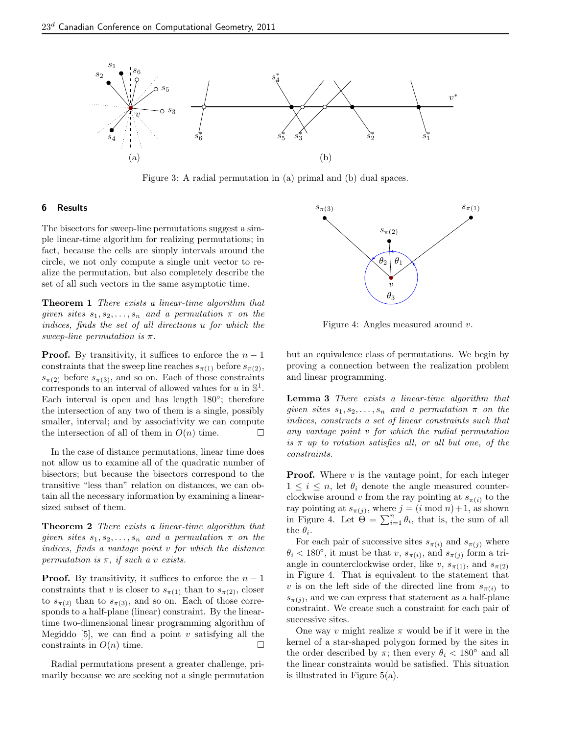Figure 3: A radial permutation in (a) primal and (b) dual spaces.

## 6 Results

The bisectors for sweep-line permutations suggest a simple linear-time algorithm for realizing permutations; in fact, because the cells are simply intervals around the circle, we not only compute a single unit vector to realize the permutation, but also completely describe the set of all such vectors in the same asymptotic time.

**Theorem 1** *There exists a linear-time algorithm that given sites $s_1, s_2, \ldots, s_n$ and a permutation $\pi$ on the indices, finds the set of all directions $u$ for which the sweep-line permutation is $\pi$.*

**Proof.** By transitivity, it suffices to enforce the $n-1$ constraints that the sweep line reaches $s_{\pi(1)}$ before $s_{\pi(2)}$, $s_{\pi(2)}$ before $s_{\pi(3)}$, and so on. Each of those constraints corresponds to an interval of allowed values for $u$ in $\mathbb{S}^1$. Each interval is open and has length $180°$; therefore the intersection of any two of them is a single, possibly smaller, interval; and by associativity we can compute the intersection of all of them in $O(n)$ time. □

In the case of distance permutations, linear time does not allow us to examine all of the quadratic number of bisectors; but because the bisectors correspond to the transitive "less than" relation on distances, we can obtain all the necessary information by examining a linear-sized subset of them.

**Theorem 2** *There exists a linear-time algorithm that given sites $s_1, s_2, \ldots, s_n$ and a permutation $\pi$ on the indices, finds a vantage point $v$ for which the distance permutation is $\pi$, if such a $v$ exists.*

**Proof.** By transitivity, it suffices to enforce the $n-1$ constraints that $v$ is closer to $s_{\pi(1)}$ than to $s_{\pi(2)}$, closer to $s_{\pi(2)}$ than to $s_{\pi(3)}$, and so on. Each of those corresponds to a half-plane (linear) constraint. By the linear-time two-dimensional linear programming algorithm of Megiddo [5], we can find a point $v$ satisfying all the constraints in $O(n)$ time. □

Radial permutations present a greater challenge, primarily because we are seeking not a single permutation but an equivalence class of permutations. We begin by proving a connection between the realization problem and linear programming.

Figure 4: Angles measured around $v$.

**Lemma 3** *There exists a linear-time algorithm that given sites $s_1, s_2, \ldots, s_n$ and a permutation $\pi$ on the indices, constructs a set of linear constraints such that any vantage point $v$ for which the radial permutation is $\pi$ up to rotation satisfies all, or all but one, of the constraints.*

**Proof.** Where $v$ is the vantage point, for each integer $1 \le i \le n$, let $\theta_i$ denote the angle measured counterclockwise around $v$ from the ray pointing at $s_{\pi(i)}$ to the ray pointing at $s_{\pi(j)}$, where $j = (i \bmod n)+1$, as shown in Figure 4. Let $\Theta = \sum_{i=1}^{n} \theta_i$, that is, the sum of all the $\theta_i$.

For each pair of successive sites $s_{\pi(i)}$ and $s_{\pi(j)}$ where $\theta_i < 180°$, it must be that $v$, $s_{\pi(i)}$, and $s_{\pi(j)}$ form a triangle in counterclockwise order, like $v$, $s_{\pi(1)}$, and $s_{\pi(2)}$ in Figure 4. That is equivalent to the statement that $v$ is on the left side of the directed line from $s_{\pi(i)}$ to $s_{\pi(j)}$, and we can express that statement as a half-plane constraint. We create such a constraint for each pair of successive sites.

One way $v$ might realize $\pi$ would be if it were in the kernel of a star-shaped polygon formed by the sites in the order described by $\pi$; then every $\theta_i < 180°$ and all the linear constraints would be satisfied. This situation is illustrated in Figure 5(a).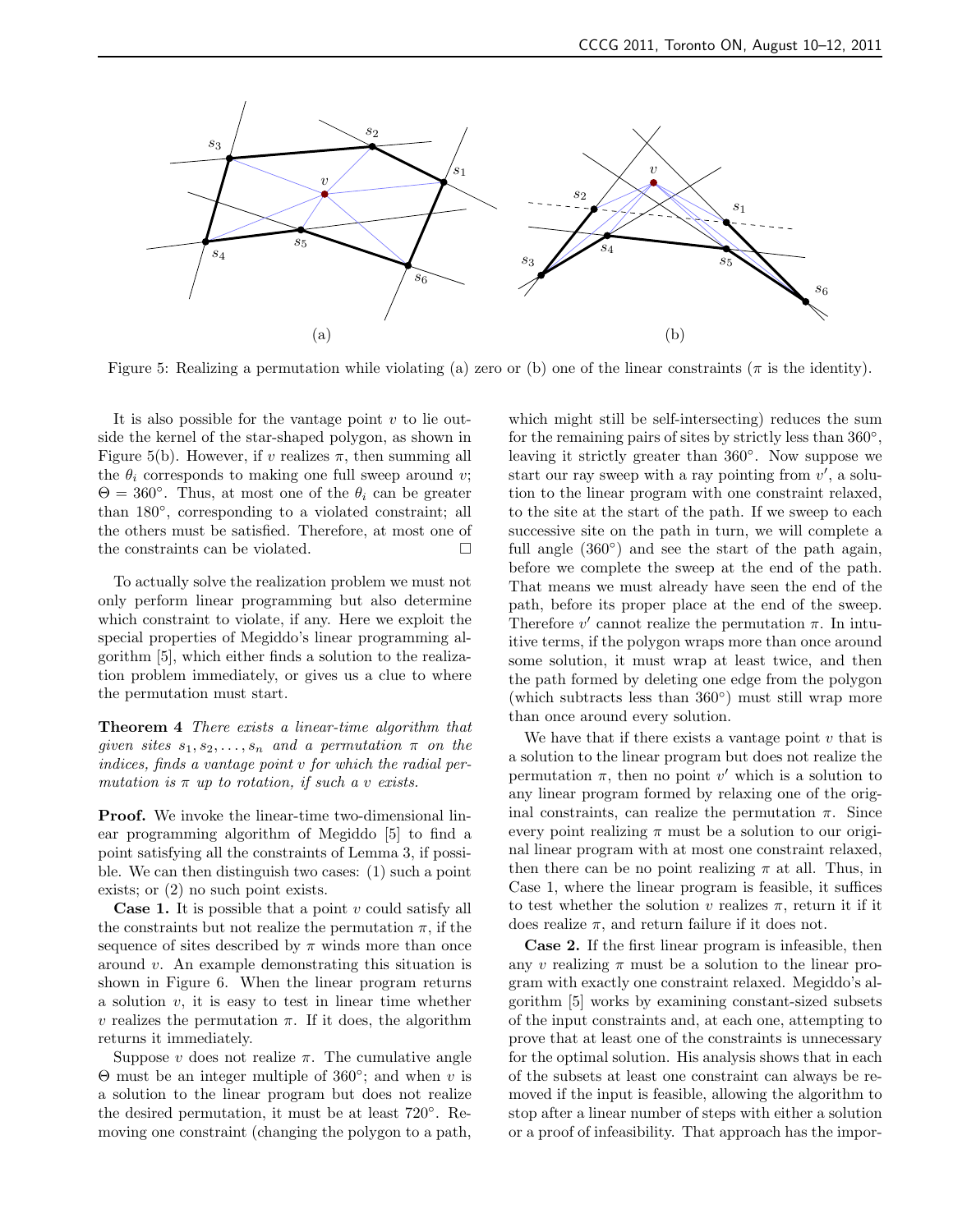Figure 5: Realizing a permutation while violating (a) zero or (b) one of the linear constraints ($\pi$ is the identity).

It is also possible for the vantage point $v$ to lie outside the kernel of the star-shaped polygon, as shown in Figure 5(b). However, if $v$ realizes $\pi$, then summing all the $\theta_i$ corresponds to making one full sweep around $v$; $\Theta = 360°$. Thus, at most one of the $\theta_i$ can be greater than 180°, corresponding to a violated constraint; all the others must be satisfied. Therefore, at most one of the constraints can be violated. □

To actually solve the realization problem we must not only perform linear programming but also determine which constraint to violate, if any. Here we exploit the special properties of Megiddo's linear programming algorithm [5], which either finds a solution to the realization problem immediately, or gives us a clue to where the permutation must start.

**Theorem 4** *There exists a linear-time algorithm that given sites $s_1, s_2, \ldots, s_n$ and a permutation $\pi$ on the indices, finds a vantage point $v$ for which the radial permutation is $\pi$ up to rotation, if such a $v$ exists.*

**Proof.** We invoke the linear-time two-dimensional linear programming algorithm of Megiddo [5] to find a point satisfying all the constraints of Lemma 3, if possible. We can then distinguish two cases: (1) such a point exists; or (2) no such point exists.

**Case 1.** It is possible that a point $v$ could satisfy all the constraints but not realize the permutation $\pi$, if the sequence of sites described by $\pi$ winds more than once around $v$. An example demonstrating this situation is shown in Figure 6. When the linear program returns a solution $v$, it is easy to test in linear time whether $v$ realizes the permutation $\pi$. If it does, the algorithm returns it immediately.

Suppose $v$ does not realize $\pi$. The cumulative angle $\Theta$ must be an integer multiple of 360°; and when $v$ is a solution to the linear program but does not realize the desired permutation, it must be at least 720°. Removing one constraint (changing the polygon to a path, which might still be self-intersecting) reduces the sum for the remaining pairs of sites by strictly less than 360°, leaving it strictly greater than 360°. Now suppose we start our ray sweep with a ray pointing from $v'$, a solution to the linear program with one constraint relaxed, to the site at the start of the path. If we sweep to each successive site on the path in turn, we will complete a full angle (360°) and see the start of the path again, before we complete the sweep at the end of the path. That means we must already have seen the end of the path, before its proper place at the end of the sweep. Therefore $v'$ cannot realize the permutation $\pi$. In intuitive terms, if the polygon wraps more than once around some solution, it must wrap at least twice, and then the path formed by deleting one edge from the polygon (which subtracts less than 360°) must still wrap more than once around every solution.

We have that if there exists a vantage point $v$ that is a solution to the linear program but does not realize the permutation $\pi$, then no point $v'$ which is a solution to any linear program formed by relaxing one of the original constraints, can realize the permutation $\pi$. Since every point realizing $\pi$ must be a solution to our original linear program with at most one constraint relaxed, then there can be no point realizing $\pi$ at all. Thus, in Case 1, where the linear program is feasible, it suffices to test whether the solution $v$ realizes $\pi$, return it if it does realize $\pi$, and return failure if it does not.

**Case 2.** If the first linear program is infeasible, then any $v$ realizing $\pi$ must be a solution to the linear program with exactly one constraint relaxed. Megiddo's algorithm [5] works by examining constant-sized subsets of the input constraints and, at each one, attempting to prove that at least one of the constraints is unnecessary for the optimal solution. His analysis shows that in each of the subsets at least one constraint can always be removed if the input is feasible, allowing the algorithm to stop after a linear number of steps with either a solution or a proof of infeasibility. That approach has the impor-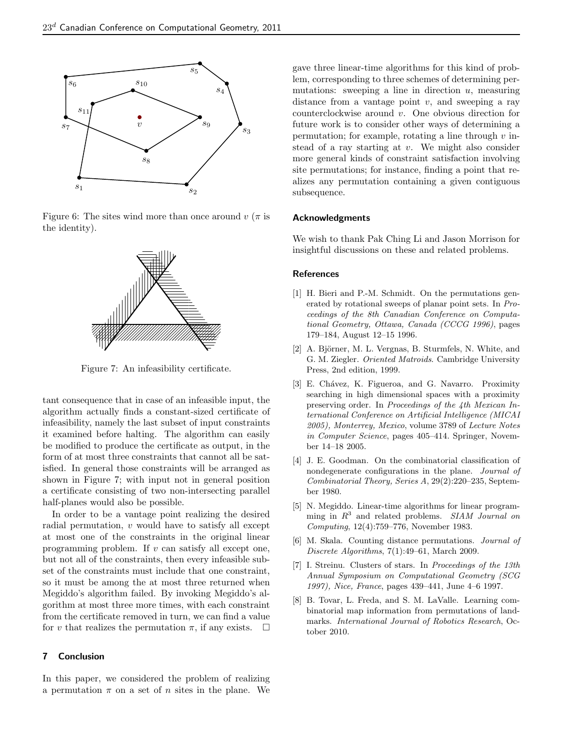$s_6$

$s_5$

$s_{10}$

$s_4$

$s_{11}$

$v$

$s_9$

$s_7$

$s_3$

$s_8$

$s_1$

$s_2$

Figure 6: The sites wind more than once around $v$ ($\pi$ is the identity).

Figure 7: An infeasibility certificate.

tant consequence that in case of an infeasible input, the algorithm actually finds a constant-sized certificate of infeasibility, namely the last subset of input constraints it examined before halting. The algorithm can easily be modified to produce the certificate as output, in the form of at most three constraints that cannot all be satisfied. In general those constraints will be arranged as shown in Figure 7; with input not in general position a certificate consisting of two non-intersecting parallel half-planes would also be possible.

In order to be a vantage point realizing the desired radial permutation, $v$ would have to satisfy all except at most one of the constraints in the original linear programming problem. If $v$ can satisfy all except one, but not all of the constraints, then every infeasible subset of the constraints must include that one constraint, so it must be among the at most three returned when Megiddo's algorithm failed. By invoking Megiddo's algorithm at most three more times, with each constraint from the certificate removed in turn, we can find a value for $v$ that realizes the permutation $\pi$, if any exists. □

## 7 Conclusion

In this paper, we considered the problem of realizing a permutation $\pi$ on a set of $n$ sites in the plane. We gave three linear-time algorithms for this kind of problem, corresponding to three schemes of determining permutations: sweeping a line in direction $u$, measuring distance from a vantage point $v$, and sweeping a ray counterclockwise around $v$. One obvious direction for future work is to consider other ways of determining a permutation; for example, rotating a line through $v$ instead of a ray starting at $v$. We might also consider more general kinds of constraint satisfaction involving site permutations; for instance, finding a point that realizes any permutation containing a given contiguous subsequence.

## Acknowledgments

We wish to thank Pak Ching Li and Jason Morrison for insightful discussions on these and related problems.

## References

[1] H. Bieri and P.-M. Schmidt. On the permutations generated by rotational sweeps of planar point sets. In *Proceedings of the 8th Canadian Conference on Computational Geometry, Ottawa, Canada (CCCG 1996)*, pages 179–184, August 12–15 1996.

[2] A. Björner, M. L. Vergnas, B. Sturmfels, N. White, and G. M. Ziegler. *Oriented Matroids*. Cambridge University Press, 2nd edition, 1999.

[3] E. Chávez, K. Figueroa, and G. Navarro. Proximity searching in high dimensional spaces with a proximity preserving order. In *Proceedings of the 4th Mexican International Conference on Artificial Intelligence (MICAI 2005), Monterrey, Mexico*, volume 3789 of *Lecture Notes in Computer Science*, pages 405–414. Springer, November 14–18 2005.

[4] J. E. Goodman. On the combinatorial classification of nondegenerate configurations in the plane. *Journal of Combinatorial Theory, Series A*, 29(2):220–235, September 1980.

[5] N. Megiddo. Linear-time algorithms for linear programming in $R^3$ and related problems. *SIAM Journal on Computing*, 12(4):759–776, November 1983.

[6] M. Skala. Counting distance permutations. *Journal of Discrete Algorithms*, 7(1):49–61, March 2009.

[7] I. Streinu. Clusters of stars. In *Proceedings of the 13th Annual Symposium on Computational Geometry (SCG 1997), Nice, France*, pages 439–441, June 4–6 1997.

[8] B. Tovar, L. Freda, and S. M. LaValle. Learning combinatorial map information from permutations of landmarks. *International Journal of Robotics Research*, October 2010.